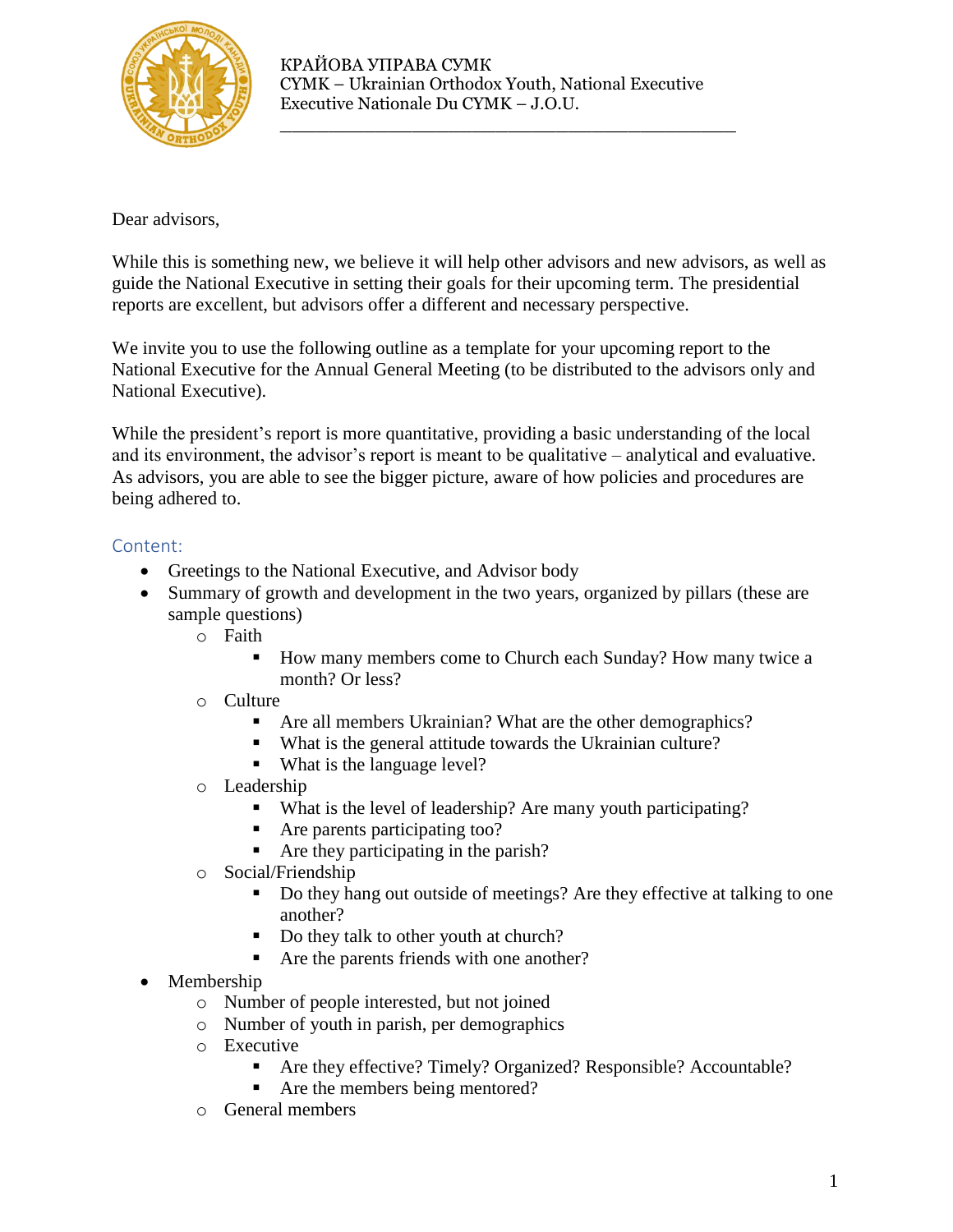КРАЙОВА УПРАВА СУМК
CYMK – Ukrainian Orthodox Youth, National Executive
Executive Nationale Du CYMK – J.O.U.

---

Dear advisors,

While this is something new, we believe it will help other advisors and new advisors, as well as guide the National Executive in setting their goals for their upcoming term. The presidential reports are excellent, but advisors offer a different and necessary perspective.

We invite you to use the following outline as a template for your upcoming report to the National Executive for the Annual General Meeting (to be distributed to the advisors only and National Executive).

While the president's report is more quantitative, providing a basic understanding of the local and its environment, the advisor's report is meant to be qualitative – analytical and evaluative. As advisors, you are able to see the bigger picture, aware of how policies and procedures are being adhered to.

## Content:

- Greetings to the National Executive, and Advisor body
- Summary of growth and development in the two years, organized by pillars (these are sample questions)
  - Faith
    - How many members come to Church each Sunday? How many twice a month? Or less?
  - Culture
    - Are all members Ukrainian? What are the other demographics?
    - What is the general attitude towards the Ukrainian culture?
    - What is the language level?
  - Leadership
    - What is the level of leadership? Are many youth participating?
    - Are parents participating too?
    - Are they participating in the parish?
  - Social/Friendship
    - Do they hang out outside of meetings? Are they effective at talking to one another?
    - Do they talk to other youth at church?
    - Are the parents friends with one another?
- Membership
  - Number of people interested, but not joined
  - Number of youth in parish, per demographics
  - Executive
    - Are they effective? Timely? Organized? Responsible? Accountable?
    - Are the members being mentored?
  - General members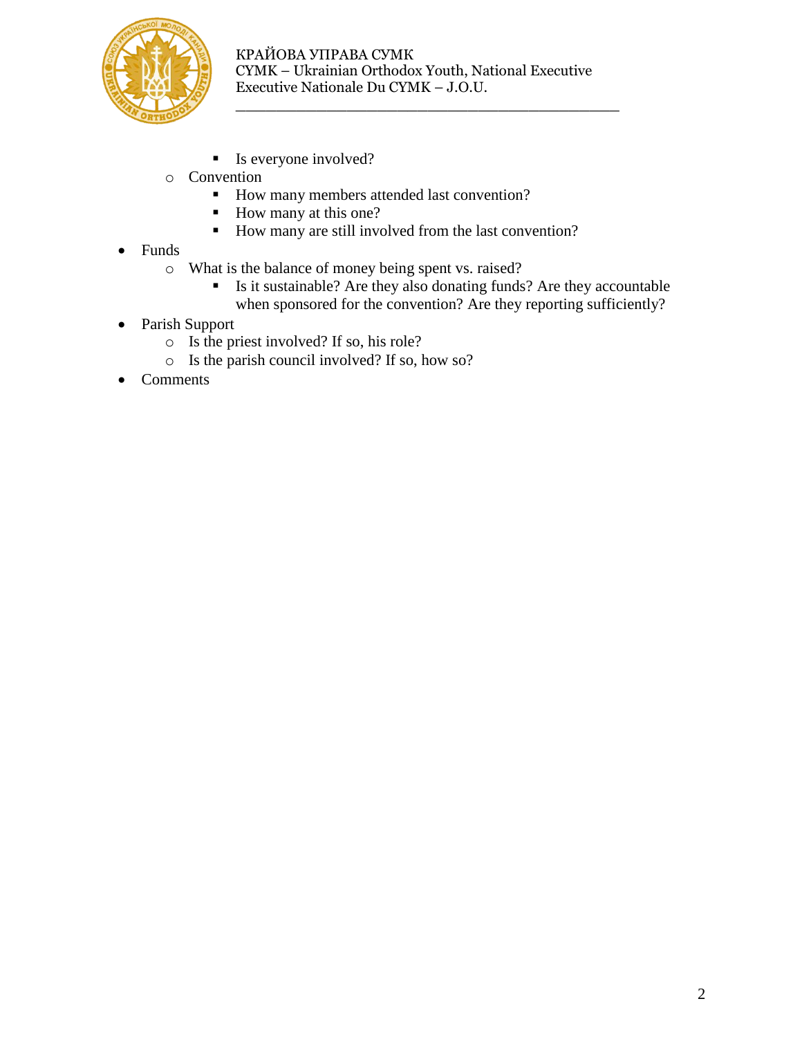- Is everyone involved?
  - Convention
    - How many members attended last convention?
    - How many at this one?
    - How many are still involved from the last convention?
- Funds
  - What is the balance of money being spent vs. raised?
    - Is it sustainable? Are they also donating funds? Are they accountable when sponsored for the convention? Are they reporting sufficiently?
- Parish Support
  - Is the priest involved? If so, his role?
  - Is the parish council involved? If so, how so?
- Comments